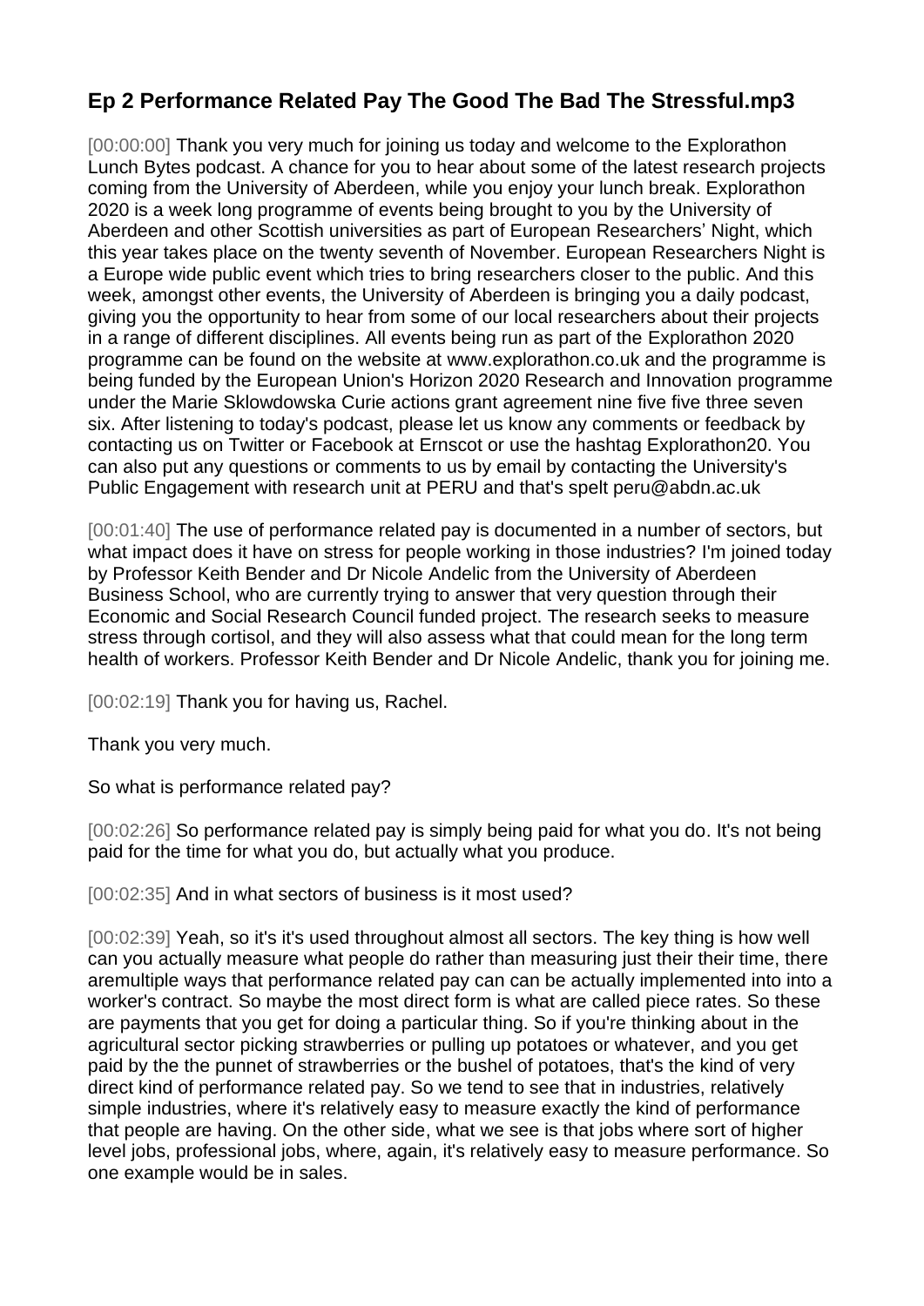# Ep 2 Performance Related Pay The Good The Bad The Stressful.mp3

[00:00:00] Thank you very much for joining us today and welcome to the Explorathon Lunch Bytes podcast. A chance for you to hear about some of the latest research projects coming from the University of Aberdeen, while you enjoy your lunch break. Explorathon 2020 is a week long programme of events being brought to you by the University of Aberdeen and other Scottish universities as part of European Researchers' Night, which this year takes place on the twenty seventh of November. European Researchers Night is a Europe wide public event which tries to bring researchers closer to the public. And this week, amongst other events, the University of Aberdeen is bringing you a daily podcast, giving you the opportunity to hear from some of our local researchers about their projects in a range of different disciplines. All events being run as part of the Explorathon 2020 programme can be found on the website at www.explorathon.co.uk and the programme is being funded by the European Union's Horizon 2020 Research and Innovation programme under the Marie Sklowdowska Curie actions grant agreement nine five five three seven six. After listening to today's podcast, please let us know any comments or feedback by contacting us on Twitter or Facebook at Ernscot or use the hashtag Explorathon20. You can also put any questions or comments to us by email by contacting the University's Public Engagement with research unit at PERU and that's spelt peru@abdn.ac.uk

[00:01:40] The use of performance related pay is documented in a number of sectors, but what impact does it have on stress for people working in those industries? I'm joined today by Professor Keith Bender and Dr Nicole Andelic from the University of Aberdeen Business School, who are currently trying to answer that very question through their Economic and Social Research Council funded project. The research seeks to measure stress through cortisol, and they will also assess what that could mean for the long term health of workers. Professor Keith Bender and Dr Nicole Andelic, thank you for joining me.

[00:02:19] Thank you for having us, Rachel.

Thank you very much.

So what is performance related pay?

[00:02:26] So performance related pay is simply being paid for what you do. It's not being paid for the time for what you do, but actually what you produce.

[00:02:35] And in what sectors of business is it most used?

[00:02:39] Yeah, so it's it's used throughout almost all sectors. The key thing is how well can you actually measure what people do rather than measuring just their their time, there aremultiple ways that performance related pay can can be actually implemented into into a worker's contract. So maybe the most direct form is what are called piece rates. So these are payments that you get for doing a particular thing. So if you're thinking about in the agricultural sector picking strawberries or pulling up potatoes or whatever, and you get paid by the the punnet of strawberries or the bushel of potatoes, that's the kind of very direct kind of performance related pay. So we tend to see that in industries, relatively simple industries, where it's relatively easy to measure exactly the kind of performance that people are having. On the other side, what we see is that jobs where sort of higher level jobs, professional jobs, where, again, it's relatively easy to measure performance. So one example would be in sales.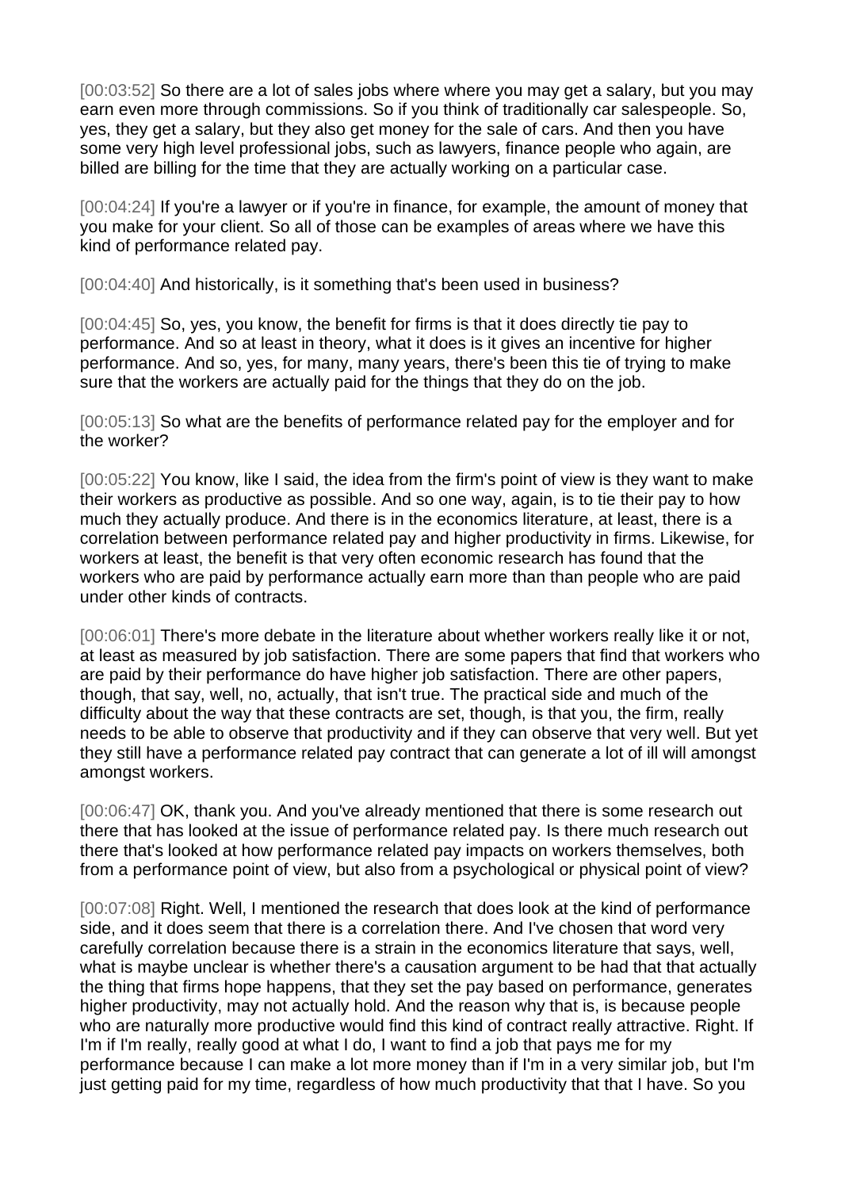[00:03:52] So there are a lot of sales jobs where where you may get a salary, but you may earn even more through commissions. So if you think of traditionally car salespeople. So, yes, they get a salary, but they also get money for the sale of cars. And then you have some very high level professional jobs, such as lawyers, finance people who again, are billed are billing for the time that they are actually working on a particular case.

[00:04:24] If you're a lawyer or if you're in finance, for example, the amount of money that you make for your client. So all of those can be examples of areas where we have this kind of performance related pay.

[00:04:40] And historically, is it something that's been used in business?

[00:04:45] So, yes, you know, the benefit for firms is that it does directly tie pay to performance. And so at least in theory, what it does is it gives an incentive for higher performance. And so, yes, for many, many years, there's been this tie of trying to make sure that the workers are actually paid for the things that they do on the job.

[00:05:13] So what are the benefits of performance related pay for the employer and for the worker?

[00:05:22] You know, like I said, the idea from the firm's point of view is they want to make their workers as productive as possible. And so one way, again, is to tie their pay to how much they actually produce. And there is in the economics literature, at least, there is a correlation between performance related pay and higher productivity in firms. Likewise, for workers at least, the benefit is that very often economic research has found that the workers who are paid by performance actually earn more than than people who are paid under other kinds of contracts.

[00:06:01] There's more debate in the literature about whether workers really like it or not, at least as measured by job satisfaction. There are some papers that find that workers who are paid by their performance do have higher job satisfaction. There are other papers, though, that say, well, no, actually, that isn't true. The practical side and much of the difficulty about the way that these contracts are set, though, is that you, the firm, really needs to be able to observe that productivity and if they can observe that very well. But yet they still have a performance related pay contract that can generate a lot of ill will amongst amongst workers.

[00:06:47] OK, thank you. And you've already mentioned that there is some research out there that has looked at the issue of performance related pay. Is there much research out there that's looked at how performance related pay impacts on workers themselves, both from a performance point of view, but also from a psychological or physical point of view?

[00:07:08] Right. Well, I mentioned the research that does look at the kind of performance side, and it does seem that there is a correlation there. And I've chosen that word very carefully correlation because there is a strain in the economics literature that says, well, what is maybe unclear is whether there's a causation argument to be had that that actually the thing that firms hope happens, that they set the pay based on performance, generates higher productivity, may not actually hold. And the reason why that is, is because people who are naturally more productive would find this kind of contract really attractive. Right. If I'm if I'm really, really good at what I do, I want to find a job that pays me for my performance because I can make a lot more money than if I'm in a very similar job, but I'm just getting paid for my time, regardless of how much productivity that that I have. So you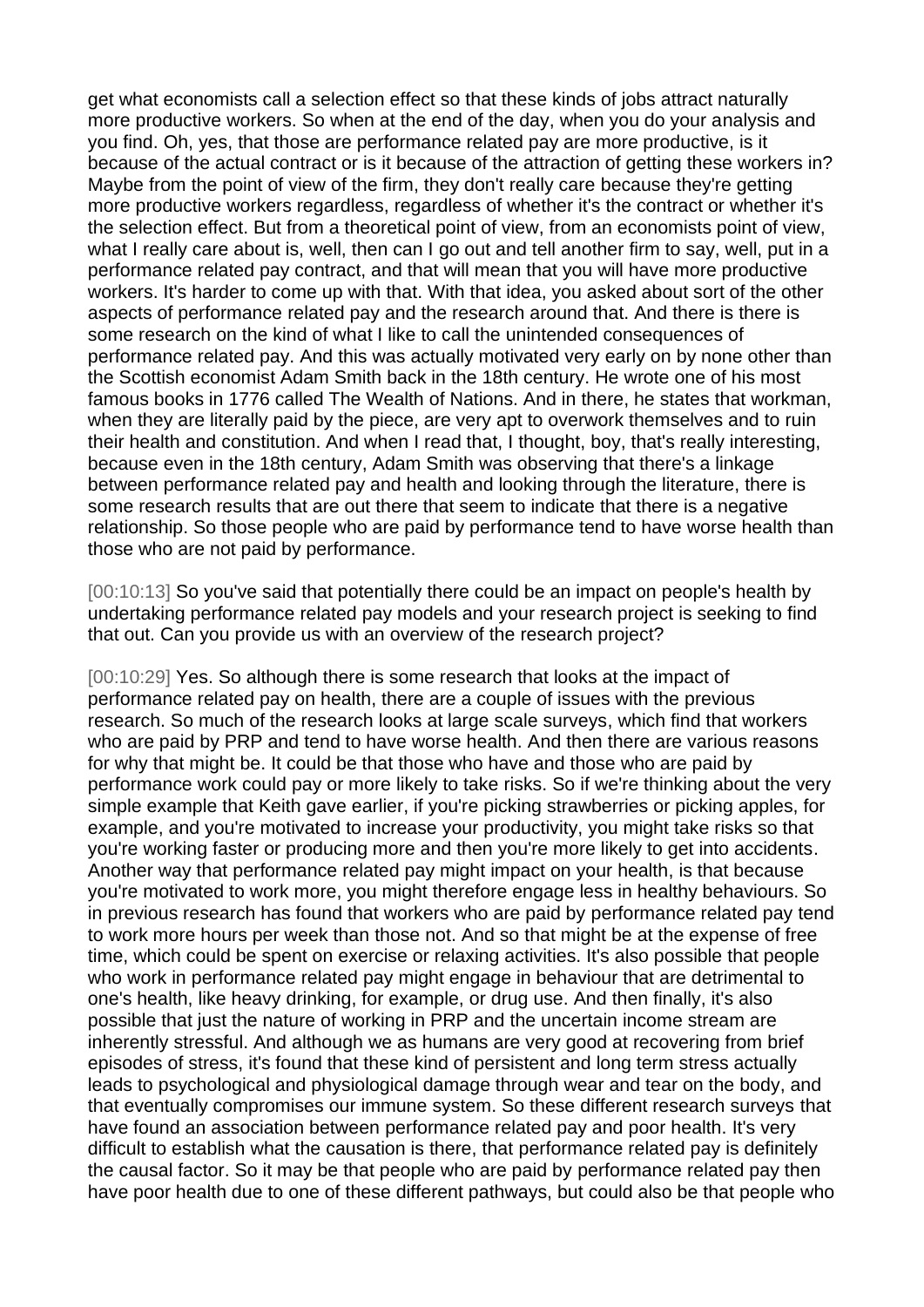get what economists call a selection effect so that these kinds of jobs attract naturally more productive workers. So when at the end of the day, when you do your analysis and you find. Oh, yes, that those are performance related pay are more productive, is it because of the actual contract or is it because of the attraction of getting these workers in? Maybe from the point of view of the firm, they don't really care because they're getting more productive workers regardless, regardless of whether it's the contract or whether it's the selection effect. But from a theoretical point of view, from an economists point of view, what I really care about is, well, then can I go out and tell another firm to say, well, put in a performance related pay contract, and that will mean that you will have more productive workers. It's harder to come up with that. With that idea, you asked about sort of the other aspects of performance related pay and the research around that. And there is there is some research on the kind of what I like to call the unintended consequences of performance related pay. And this was actually motivated very early on by none other than the Scottish economist Adam Smith back in the 18th century. He wrote one of his most famous books in 1776 called The Wealth of Nations. And in there, he states that workman, when they are literally paid by the piece, are very apt to overwork themselves and to ruin their health and constitution. And when I read that, I thought, boy, that's really interesting, because even in the 18th century, Adam Smith was observing that there's a linkage between performance related pay and health and looking through the literature, there is some research results that are out there that seem to indicate that there is a negative relationship. So those people who are paid by performance tend to have worse health than those who are not paid by performance.

[00:10:13] So you've said that potentially there could be an impact on people's health by undertaking performance related pay models and your research project is seeking to find that out. Can you provide us with an overview of the research project?

[00:10:29] Yes. So although there is some research that looks at the impact of performance related pay on health, there are a couple of issues with the previous research. So much of the research looks at large scale surveys, which find that workers who are paid by PRP and tend to have worse health. And then there are various reasons for why that might be. It could be that those who have and those who are paid by performance work could pay or more likely to take risks. So if we're thinking about the very simple example that Keith gave earlier, if you're picking strawberries or picking apples, for example, and you're motivated to increase your productivity, you might take risks so that you're working faster or producing more and then you're more likely to get into accidents. Another way that performance related pay might impact on your health, is that because you're motivated to work more, you might therefore engage less in healthy behaviours. So in previous research has found that workers who are paid by performance related pay tend to work more hours per week than those not. And so that might be at the expense of free time, which could be spent on exercise or relaxing activities. It's also possible that people who work in performance related pay might engage in behaviour that are detrimental to one's health, like heavy drinking, for example, or drug use. And then finally, it's also possible that just the nature of working in PRP and the uncertain income stream are inherently stressful. And although we as humans are very good at recovering from brief episodes of stress, it's found that these kind of persistent and long term stress actually leads to psychological and physiological damage through wear and tear on the body, and that eventually compromises our immune system. So these different research surveys that have found an association between performance related pay and poor health. It's very difficult to establish what the causation is there, that performance related pay is definitely the causal factor. So it may be that people who are paid by performance related pay then have poor health due to one of these different pathways, but could also be that people who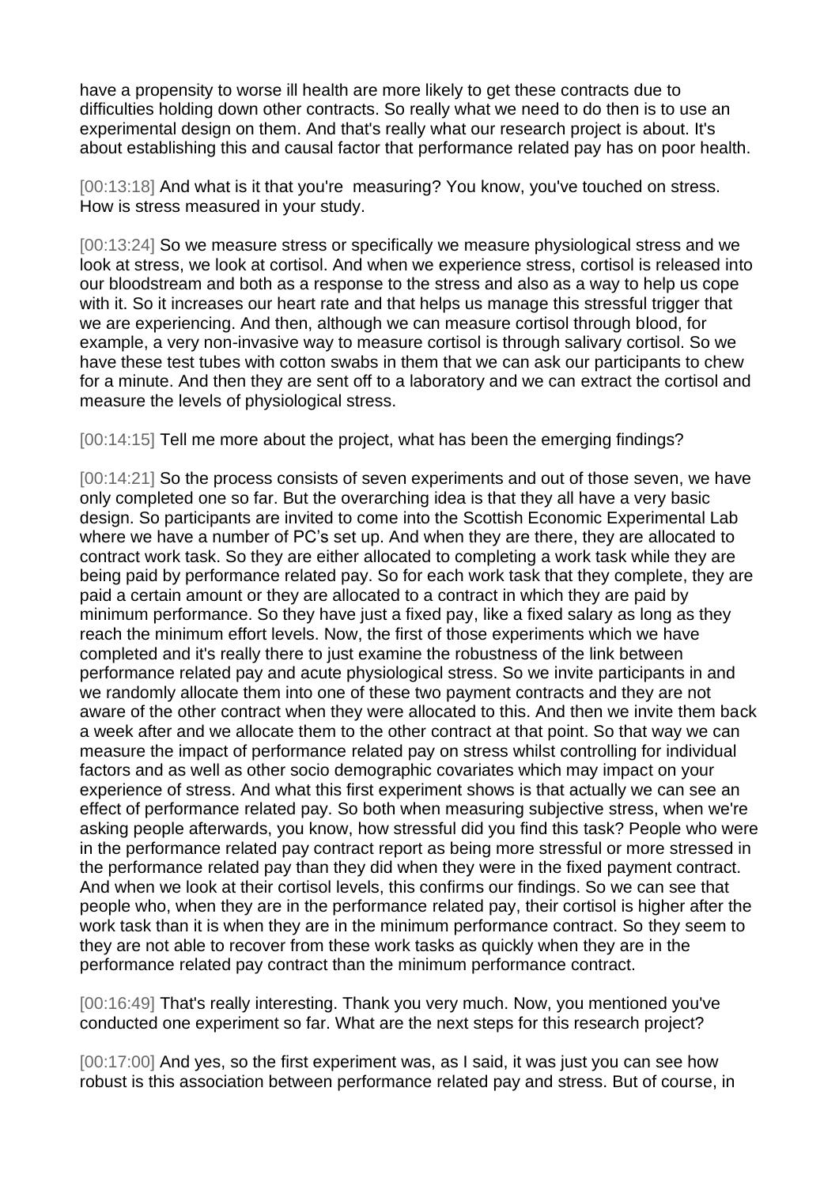have a propensity to worse ill health are more likely to get these contracts due to difficulties holding down other contracts. So really what we need to do then is to use an experimental design on them. And that's really what our research project is about. It's about establishing this and causal factor that performance related pay has on poor health.

[00:13:18] And what is it that you're measuring? You know, you've touched on stress. How is stress measured in your study.

[00:13:24] So we measure stress or specifically we measure physiological stress and we look at stress, we look at cortisol. And when we experience stress, cortisol is released into our bloodstream and both as a response to the stress and also as a way to help us cope with it. So it increases our heart rate and that helps us manage this stressful trigger that we are experiencing. And then, although we can measure cortisol through blood, for example, a very non-invasive way to measure cortisol is through salivary cortisol. So we have these test tubes with cotton swabs in them that we can ask our participants to chew for a minute. And then they are sent off to a laboratory and we can extract the cortisol and measure the levels of physiological stress.

[00:14:15] Tell me more about the project, what has been the emerging findings?

[00:14:21] So the process consists of seven experiments and out of those seven, we have only completed one so far. But the overarching idea is that they all have a very basic design. So participants are invited to come into the Scottish Economic Experimental Lab where we have a number of PC's set up. And when they are there, they are allocated to contract work task. So they are either allocated to completing a work task while they are being paid by performance related pay. So for each work task that they complete, they are paid a certain amount or they are allocated to a contract in which they are paid by minimum performance. So they have just a fixed pay, like a fixed salary as long as they reach the minimum effort levels. Now, the first of those experiments which we have completed and it's really there to just examine the robustness of the link between performance related pay and acute physiological stress. So we invite participants in and we randomly allocate them into one of these two payment contracts and they are not aware of the other contract when they were allocated to this. And then we invite them back a week after and we allocate them to the other contract at that point. So that way we can measure the impact of performance related pay on stress whilst controlling for individual factors and as well as other socio demographic covariates which may impact on your experience of stress. And what this first experiment shows is that actually we can see an effect of performance related pay. So both when measuring subjective stress, when we're asking people afterwards, you know, how stressful did you find this task? People who were in the performance related pay contract report as being more stressful or more stressed in the performance related pay than they did when they were in the fixed payment contract. And when we look at their cortisol levels, this confirms our findings. So we can see that people who, when they are in the performance related pay, their cortisol is higher after the work task than it is when they are in the minimum performance contract. So they seem to they are not able to recover from these work tasks as quickly when they are in the performance related pay contract than the minimum performance contract.

[00:16:49] That's really interesting. Thank you very much. Now, you mentioned you've conducted one experiment so far. What are the next steps for this research project?

[00:17:00] And yes, so the first experiment was, as I said, it was just you can see how robust is this association between performance related pay and stress. But of course, in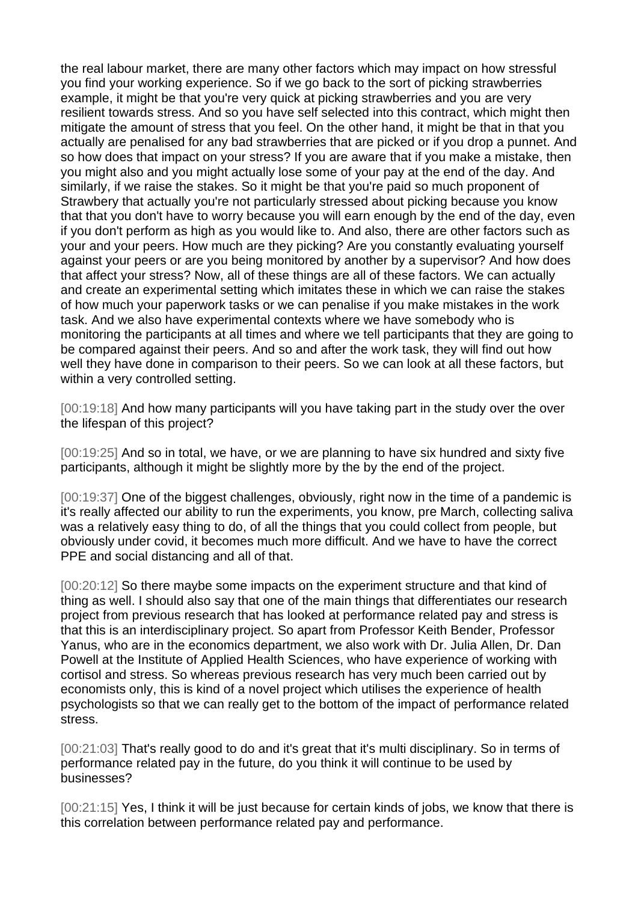the real labour market, there are many other factors which may impact on how stressful you find your working experience. So if we go back to the sort of picking strawberries example, it might be that you're very quick at picking strawberries and you are very resilient towards stress. And so you have self selected into this contract, which might then mitigate the amount of stress that you feel. On the other hand, it might be that in that you actually are penalised for any bad strawberries that are picked or if you drop a punnet. And so how does that impact on your stress? If you are aware that if you make a mistake, then you might also and you might actually lose some of your pay at the end of the day. And similarly, if we raise the stakes. So it might be that you're paid so much proponent of Strawbery that actually you're not particularly stressed about picking because you know that that you don't have to worry because you will earn enough by the end of the day, even if you don't perform as high as you would like to. And also, there are other factors such as your and your peers. How much are they picking? Are you constantly evaluating yourself against your peers or are you being monitored by another by a supervisor? And how does that affect your stress? Now, all of these things are all of these factors. We can actually and create an experimental setting which imitates these in which we can raise the stakes of how much your paperwork tasks or we can penalise if you make mistakes in the work task. And we also have experimental contexts where we have somebody who is monitoring the participants at all times and where we tell participants that they are going to be compared against their peers. And so and after the work task, they will find out how well they have done in comparison to their peers. So we can look at all these factors, but within a very controlled setting.

[00:19:18] And how many participants will you have taking part in the study over the over the lifespan of this project?

[00:19:25] And so in total, we have, or we are planning to have six hundred and sixty five participants, although it might be slightly more by the by the end of the project.

[00:19:37] One of the biggest challenges, obviously, right now in the time of a pandemic is it's really affected our ability to run the experiments, you know, pre March, collecting saliva was a relatively easy thing to do, of all the things that you could collect from people, but obviously under covid, it becomes much more difficult. And we have to have the correct PPE and social distancing and all of that.

[00:20:12] So there maybe some impacts on the experiment structure and that kind of thing as well. I should also say that one of the main things that differentiates our research project from previous research that has looked at performance related pay and stress is that this is an interdisciplinary project. So apart from Professor Keith Bender, Professor Yanus, who are in the economics department, we also work with Dr. Julia Allen, Dr. Dan Powell at the Institute of Applied Health Sciences, who have experience of working with cortisol and stress. So whereas previous research has very much been carried out by economists only, this is kind of a novel project which utilises the experience of health psychologists so that we can really get to the bottom of the impact of performance related stress.

[00:21:03] That's really good to do and it's great that it's multi disciplinary. So in terms of performance related pay in the future, do you think it will continue to be used by businesses?

[00:21:15] Yes, I think it will be just because for certain kinds of jobs, we know that there is this correlation between performance related pay and performance.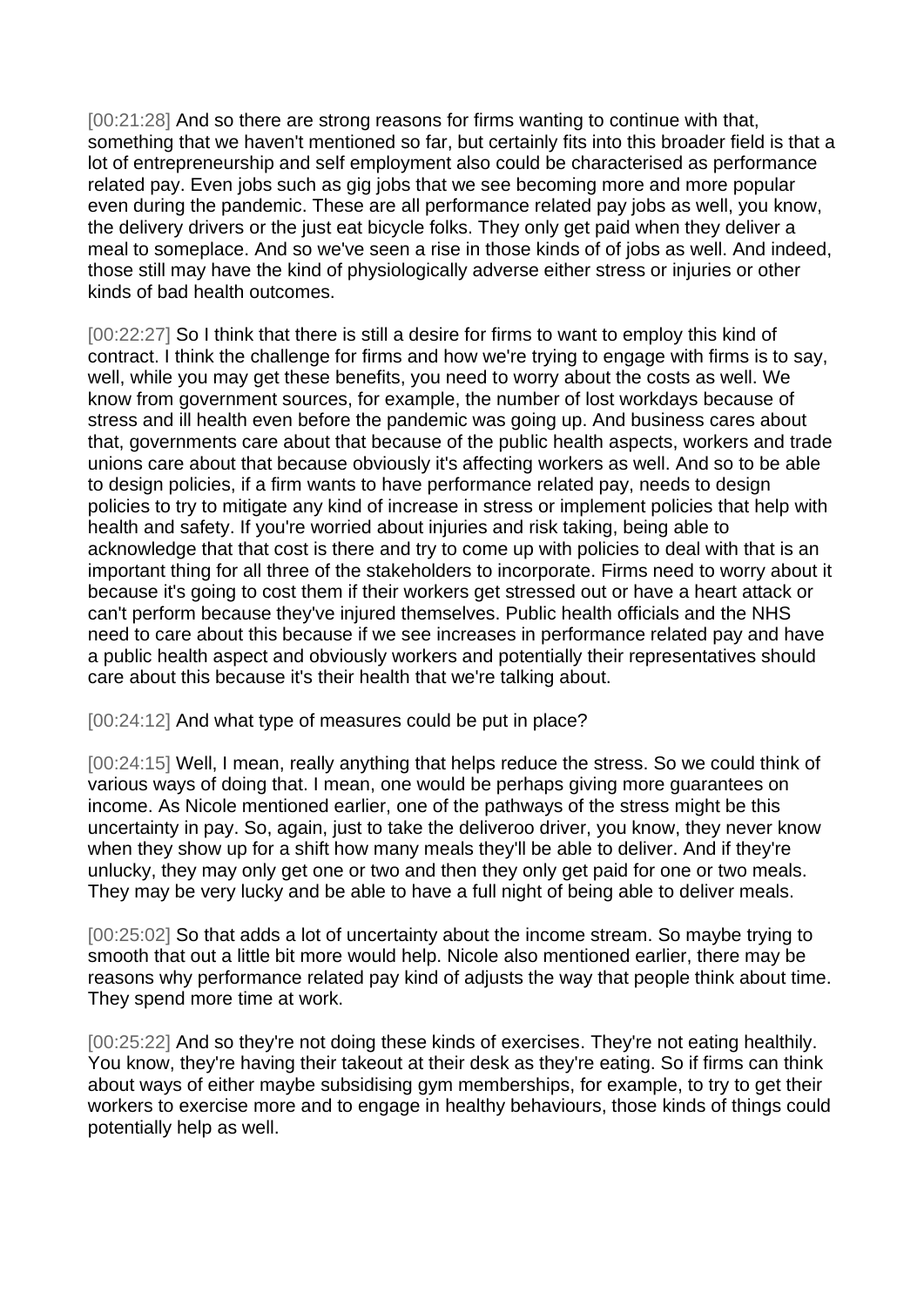[00:21:28] And so there are strong reasons for firms wanting to continue with that, something that we haven't mentioned so far, but certainly fits into this broader field is that a lot of entrepreneurship and self employment also could be characterised as performance related pay. Even jobs such as gig jobs that we see becoming more and more popular even during the pandemic. These are all performance related pay jobs as well, you know, the delivery drivers or the just eat bicycle folks. They only get paid when they deliver a meal to someplace. And so we've seen a rise in those kinds of of jobs as well. And indeed, those still may have the kind of physiologically adverse either stress or injuries or other kinds of bad health outcomes.

[00:22:27] So I think that there is still a desire for firms to want to employ this kind of contract. I think the challenge for firms and how we're trying to engage with firms is to say, well, while you may get these benefits, you need to worry about the costs as well. We know from government sources, for example, the number of lost workdays because of stress and ill health even before the pandemic was going up. And business cares about that, governments care about that because of the public health aspects, workers and trade unions care about that because obviously it's affecting workers as well. And so to be able to design policies, if a firm wants to have performance related pay, needs to design policies to try to mitigate any kind of increase in stress or implement policies that help with health and safety. If you're worried about injuries and risk taking, being able to acknowledge that that cost is there and try to come up with policies to deal with that is an important thing for all three of the stakeholders to incorporate. Firms need to worry about it because it's going to cost them if their workers get stressed out or have a heart attack or can't perform because they've injured themselves. Public health officials and the NHS need to care about this because if we see increases in performance related pay and have a public health aspect and obviously workers and potentially their representatives should care about this because it's their health that we're talking about.

[00:24:12] And what type of measures could be put in place?

[00:24:15] Well, I mean, really anything that helps reduce the stress. So we could think of various ways of doing that. I mean, one would be perhaps giving more guarantees on income. As Nicole mentioned earlier, one of the pathways of the stress might be this uncertainty in pay. So, again, just to take the deliveroo driver, you know, they never know when they show up for a shift how many meals they'll be able to deliver. And if they're unlucky, they may only get one or two and then they only get paid for one or two meals. They may be very lucky and be able to have a full night of being able to deliver meals.

[00:25:02] So that adds a lot of uncertainty about the income stream. So maybe trying to smooth that out a little bit more would help. Nicole also mentioned earlier, there may be reasons why performance related pay kind of adjusts the way that people think about time. They spend more time at work.

[00:25:22] And so they're not doing these kinds of exercises. They're not eating healthily. You know, they're having their takeout at their desk as they're eating. So if firms can think about ways of either maybe subsidising gym memberships, for example, to try to get their workers to exercise more and to engage in healthy behaviours, those kinds of things could potentially help as well.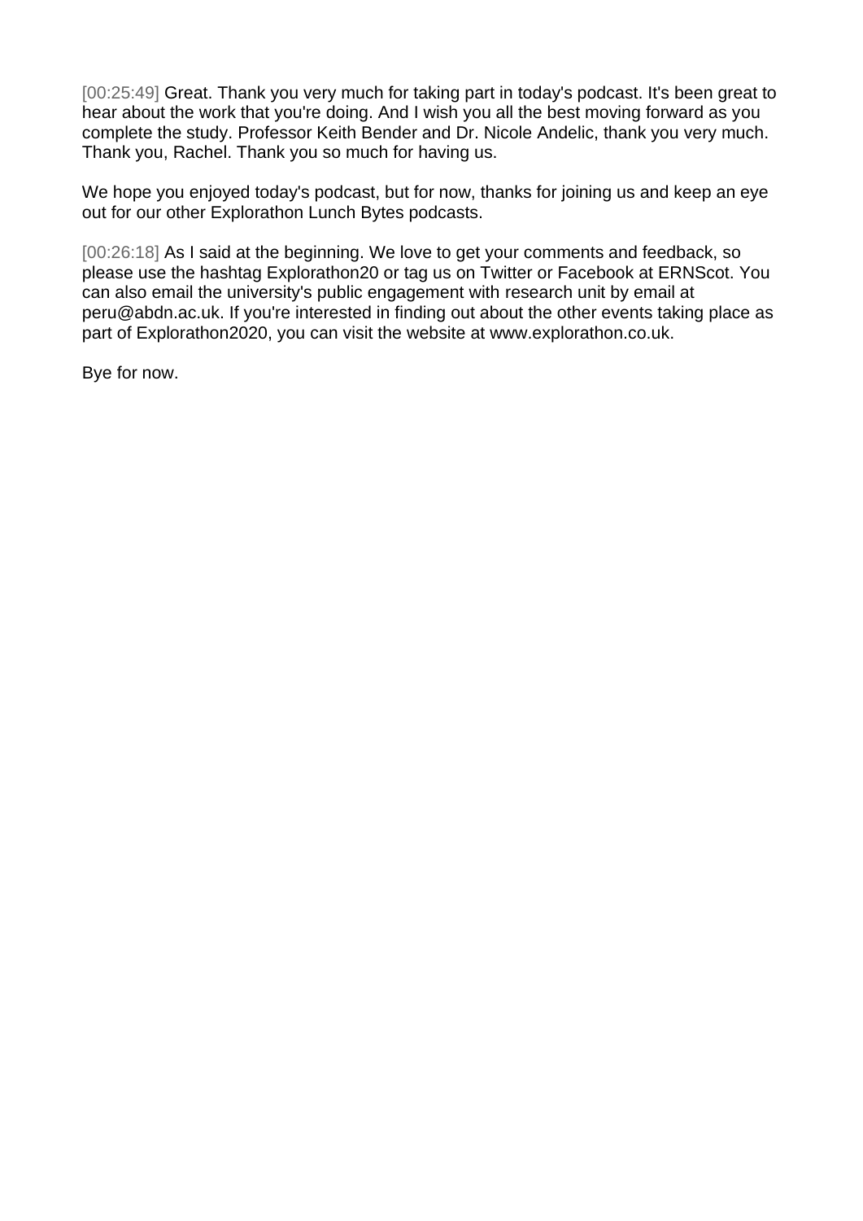[00:25:49] Great. Thank you very much for taking part in today's podcast. It's been great to hear about the work that you're doing. And I wish you all the best moving forward as you complete the study. Professor Keith Bender and Dr. Nicole Andelic, thank you very much. Thank you, Rachel. Thank you so much for having us.

We hope you enjoyed today's podcast, but for now, thanks for joining us and keep an eye out for our other Explorathon Lunch Bytes podcasts.

[00:26:18] As I said at the beginning. We love to get your comments and feedback, so please use the hashtag Explorathon20 or tag us on Twitter or Facebook at ERNScot. You can also email the university's public engagement with research unit by email at peru@abdn.ac.uk. If you're interested in finding out about the other events taking place as part of Explorathon2020, you can visit the website at www.explorathon.co.uk.

Bye for now.